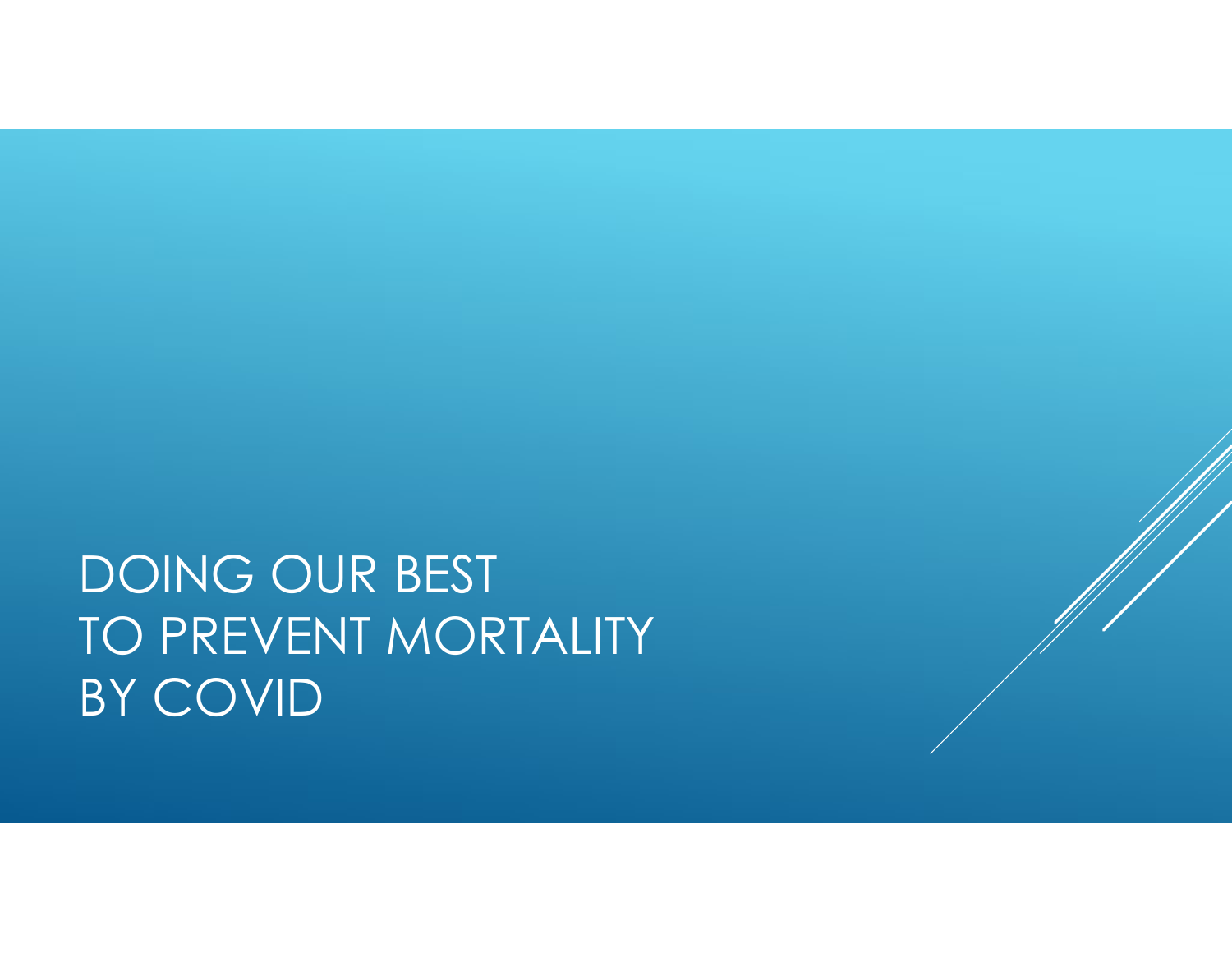# DOING OUR BEST TO PREVENT MORTALITY BY COVID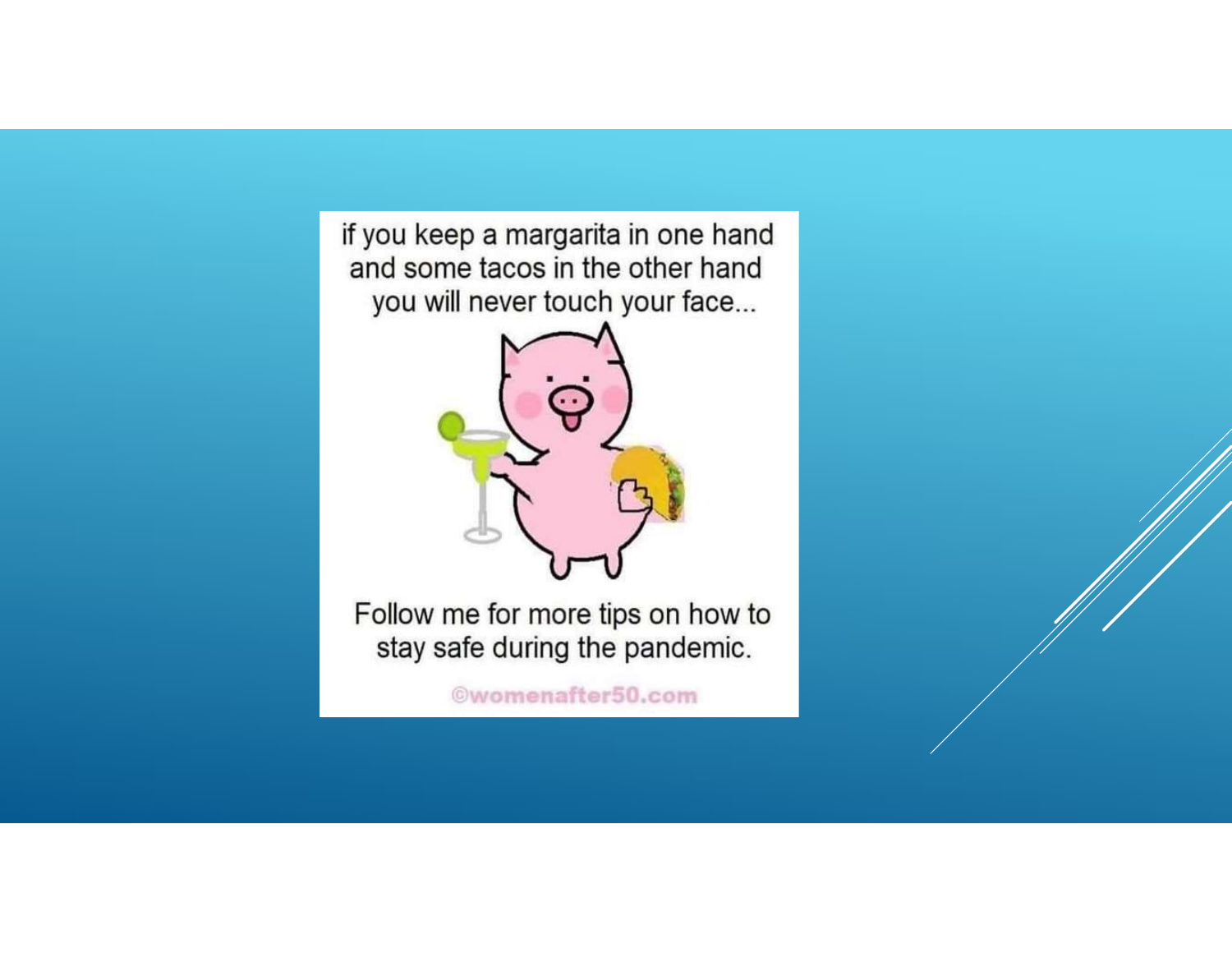if you keep a margarita in one hand and some tacos in the other hand you will never touch your face...

Follow me for more tips on how to stay safe during the pandemic.

©womenafter50.com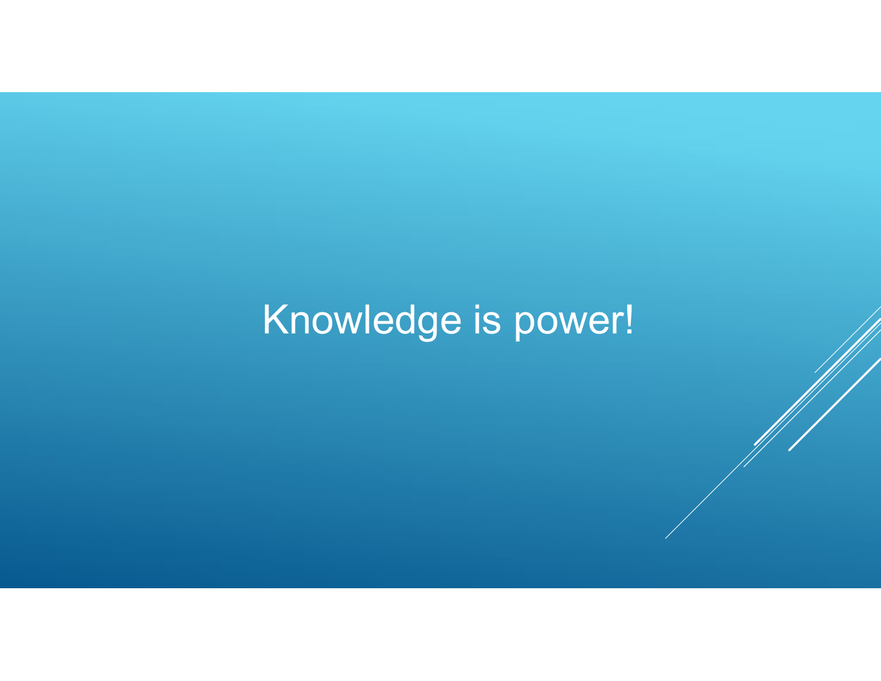# Knowledge is power!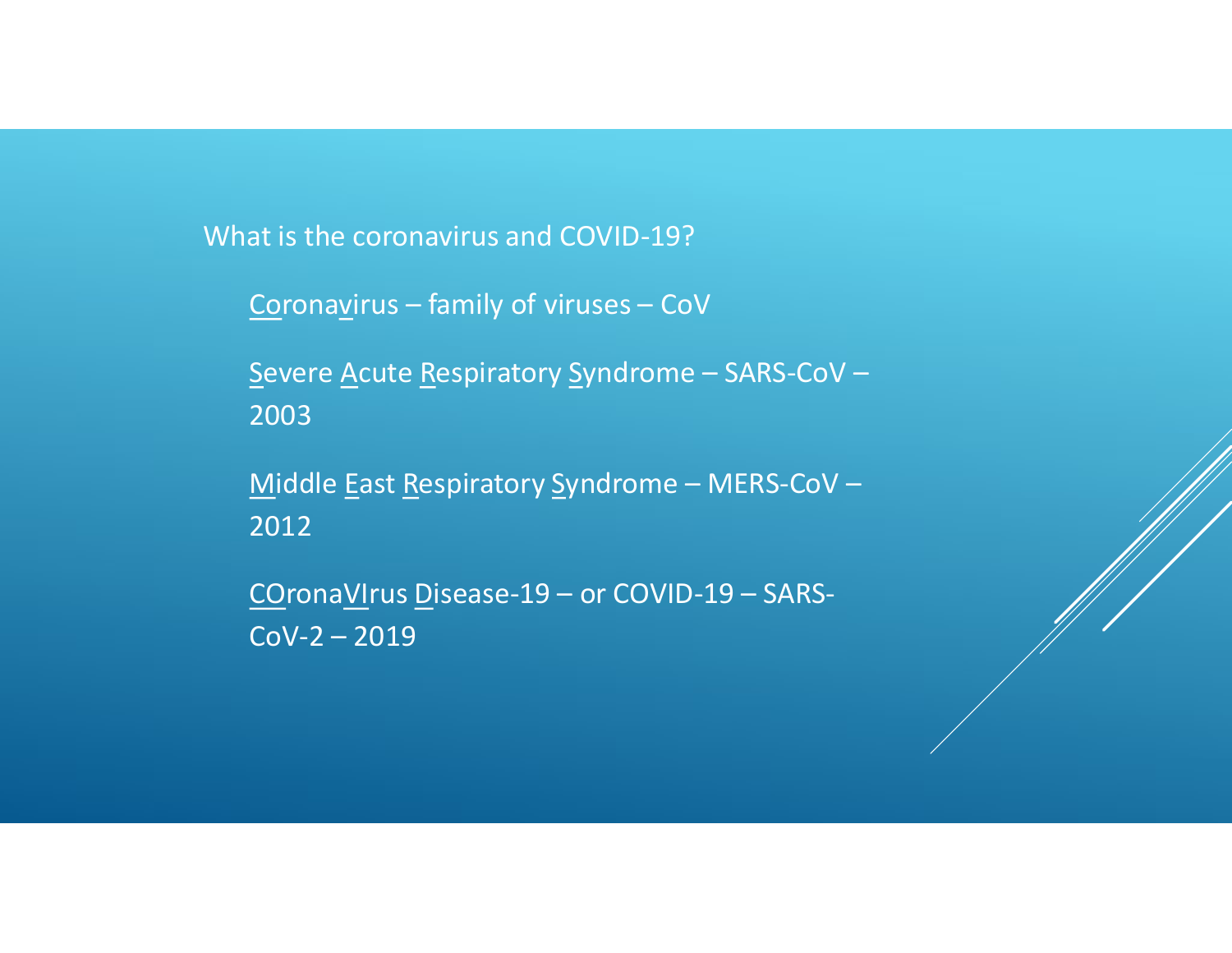What is the coronavirus and COVID-19?

- Coronavirus – family of viruses – CoV
- Severe Acute Respiratory Syndrome – SARS-CoV – 2003
- Middle East Respiratory Syndrome – MERS-CoV – 2012
- COronaVIrus Disease-19 – or COVID-19 – SARS-CoV-2 – 2019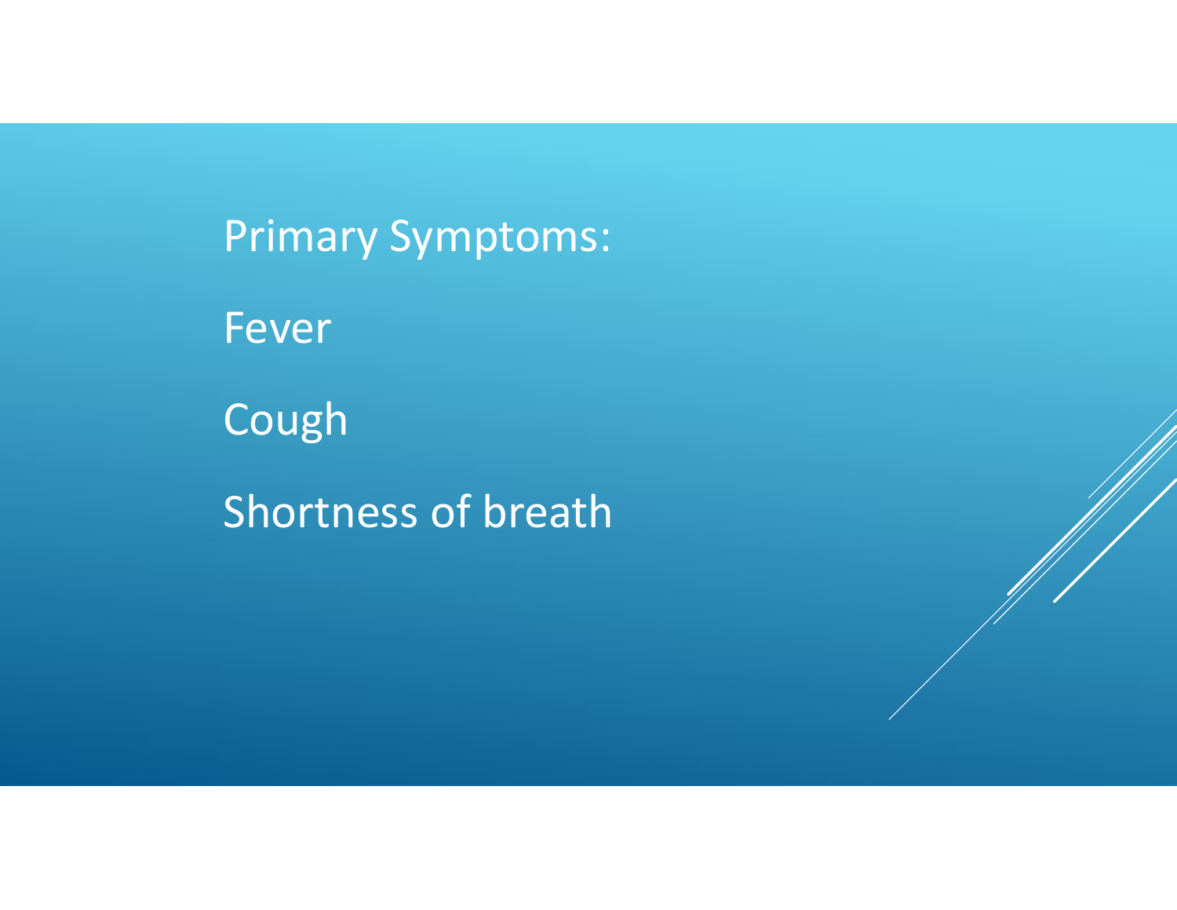Primary Symptoms:

Fever

Cough

Shortness of breath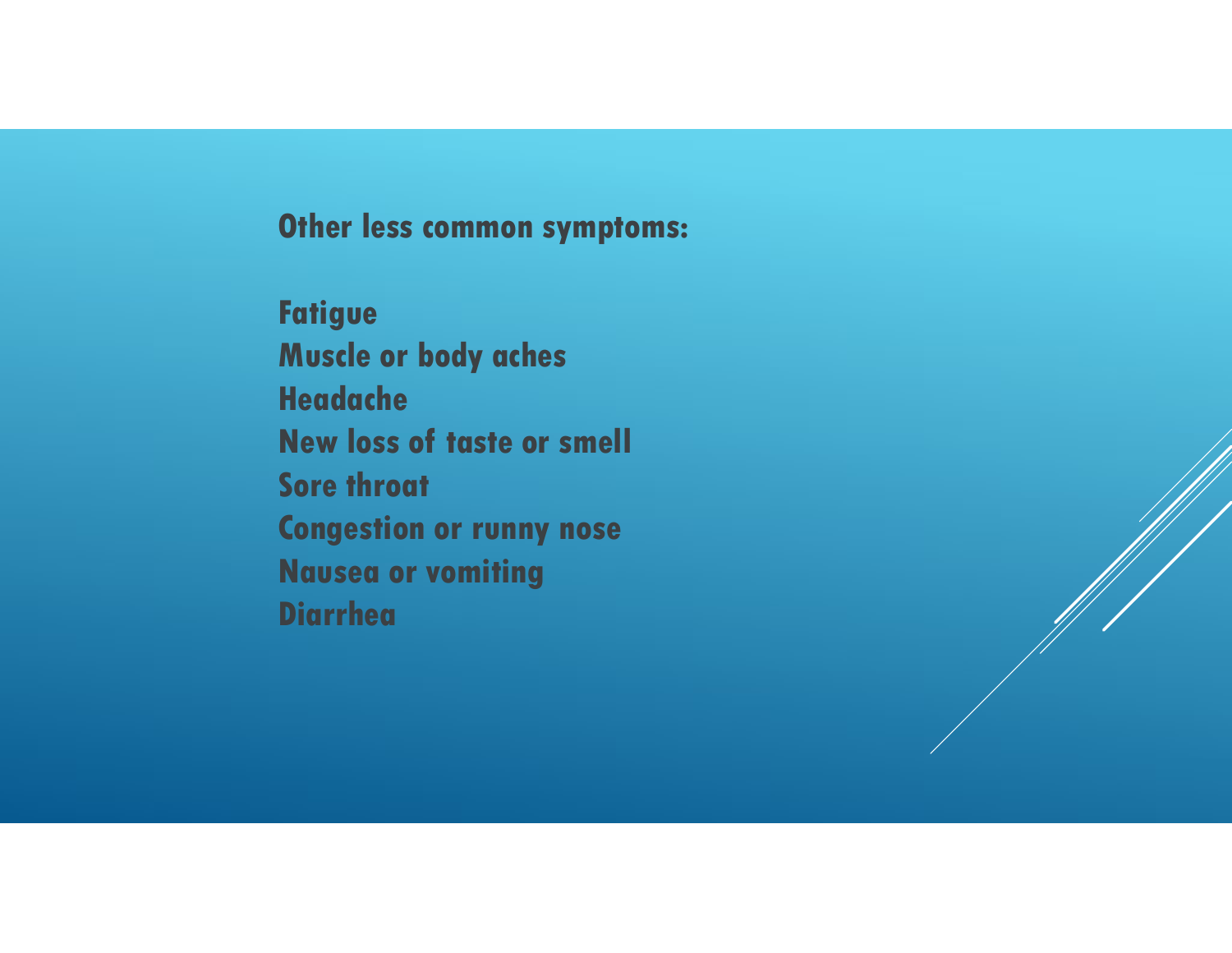**Other less common symptoms:**

**Fatigue**
**Muscle or body aches**
**Headache**
**New loss of taste or smell**
**Sore throat**
**Congestion or runny nose**
**Nausea or vomiting**
**Diarrhea**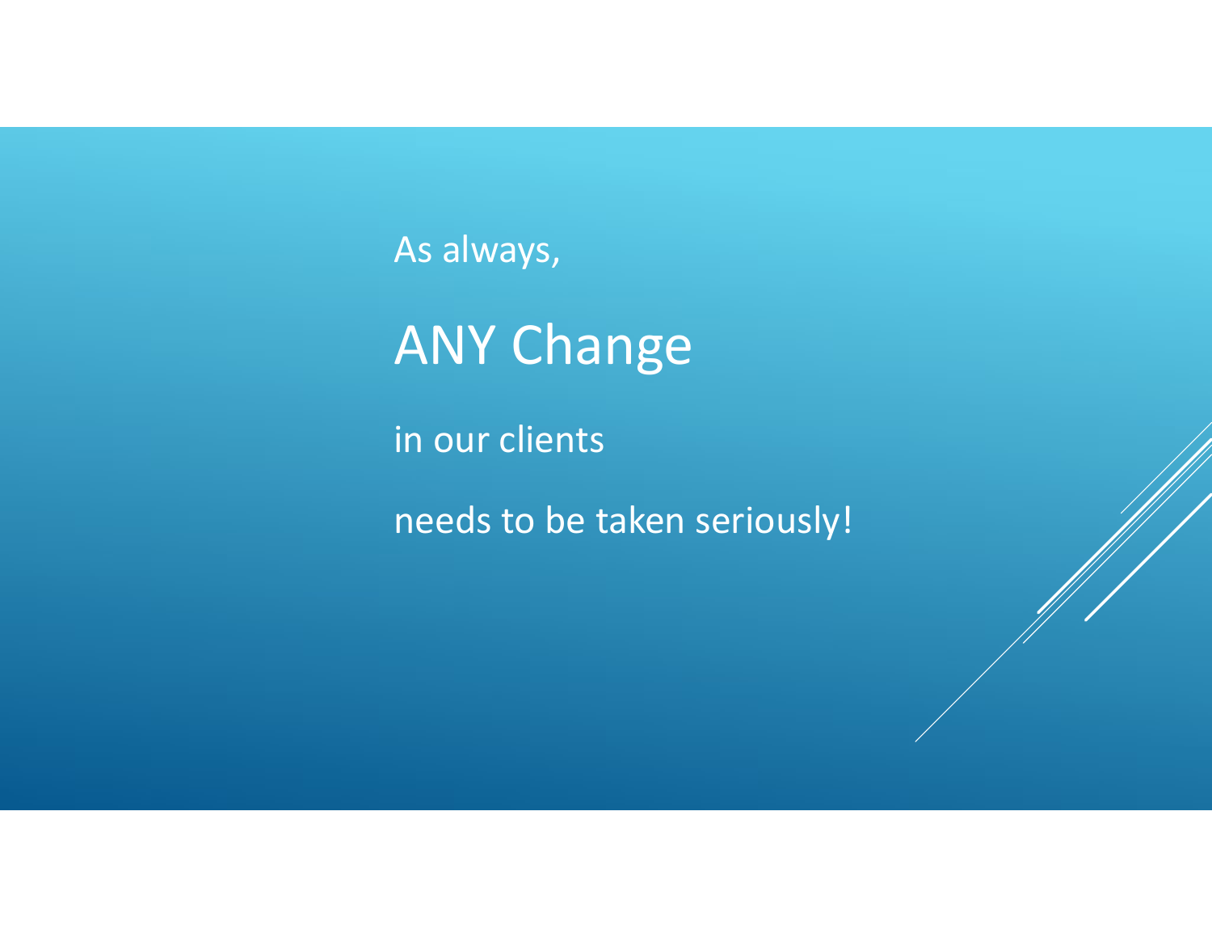As always,

## ANY Change

in our clients

needs to be taken seriously!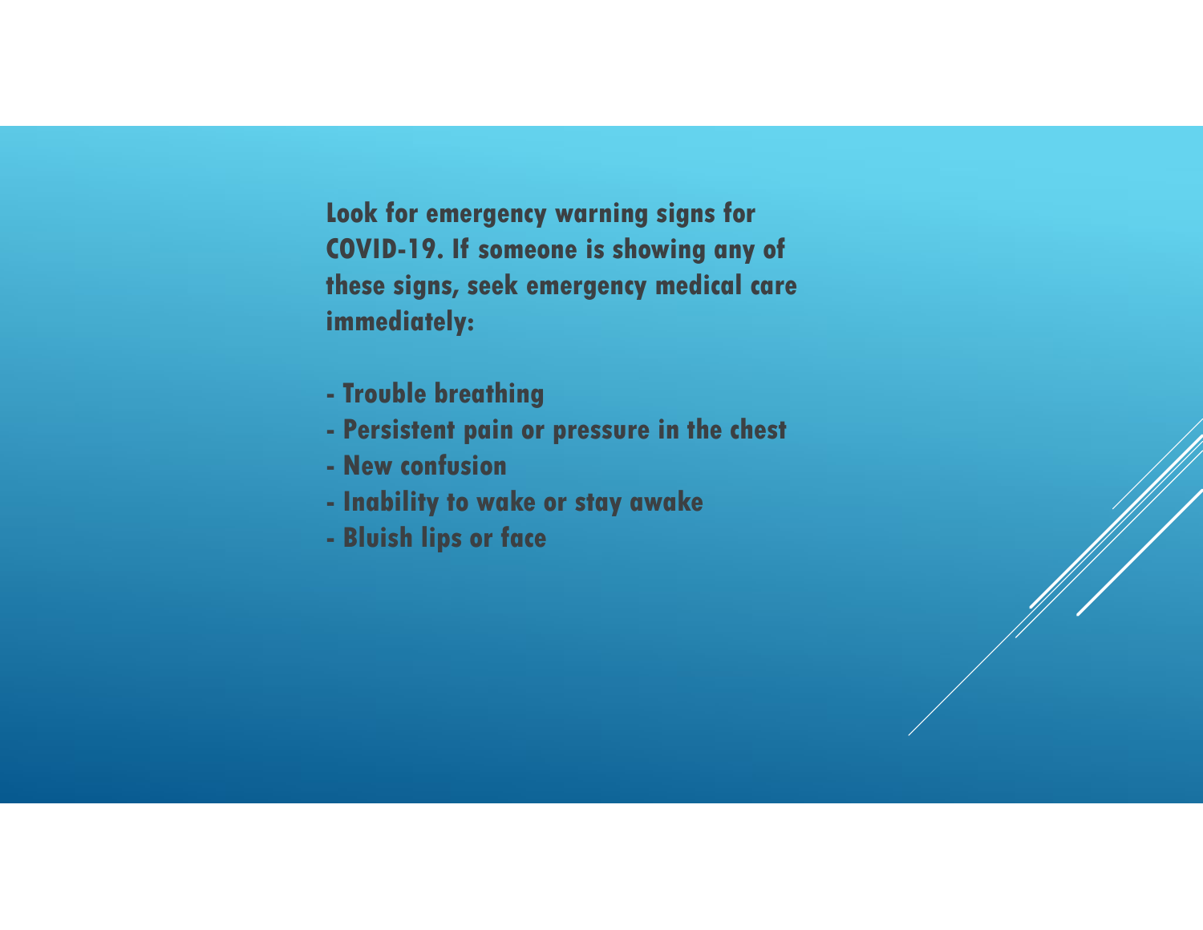**Look for emergency warning signs for COVID-19. If someone is showing any of these signs, seek emergency medical care immediately:**

- **Trouble breathing**
- **Persistent pain or pressure in the chest**
- **New confusion**
- **Inability to wake or stay awake**
- **Bluish lips or face**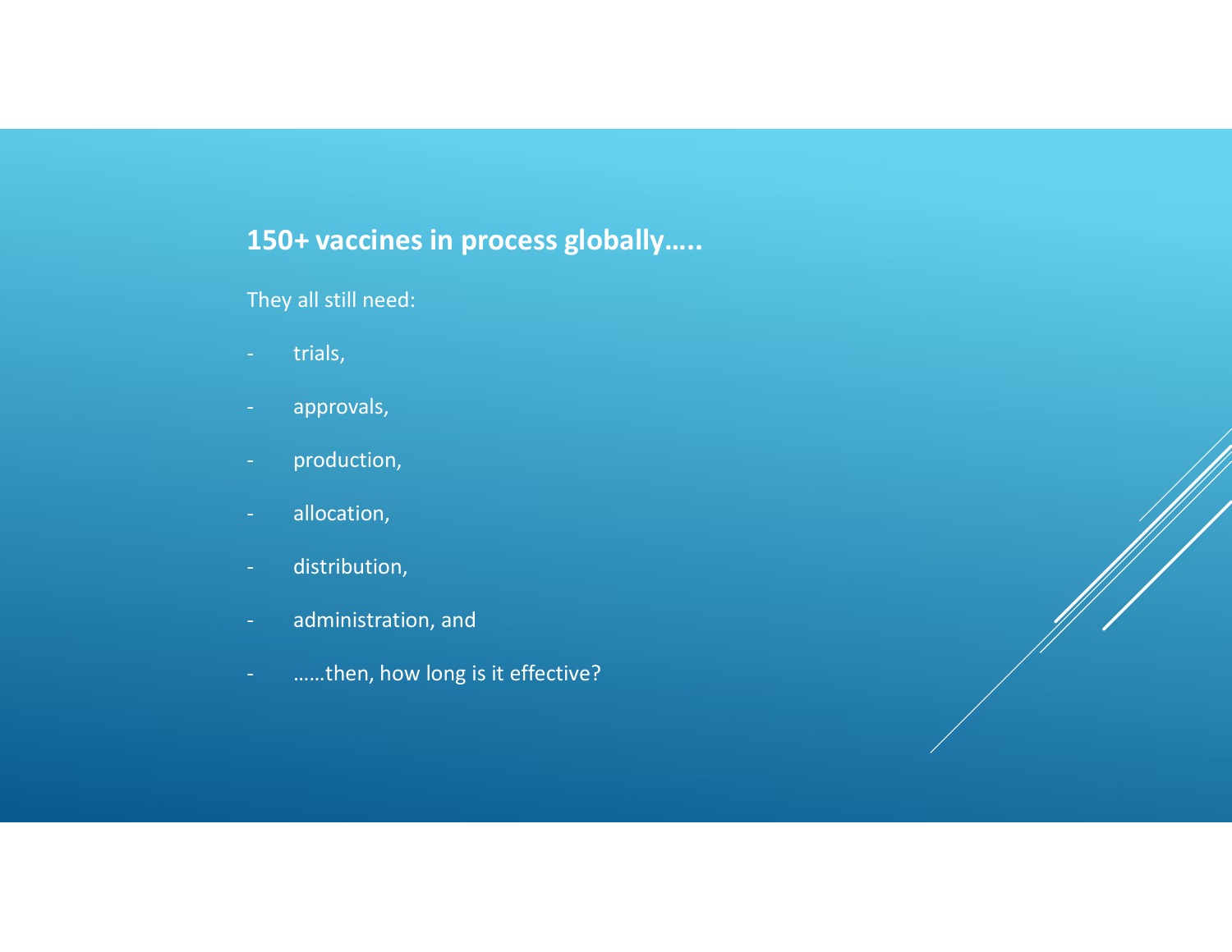## 150+ vaccines in process globally…..

They all still need:

- trials,
- approvals,
- production,
- allocation,
- distribution,
- administration, and
- ……then, how long is it effective?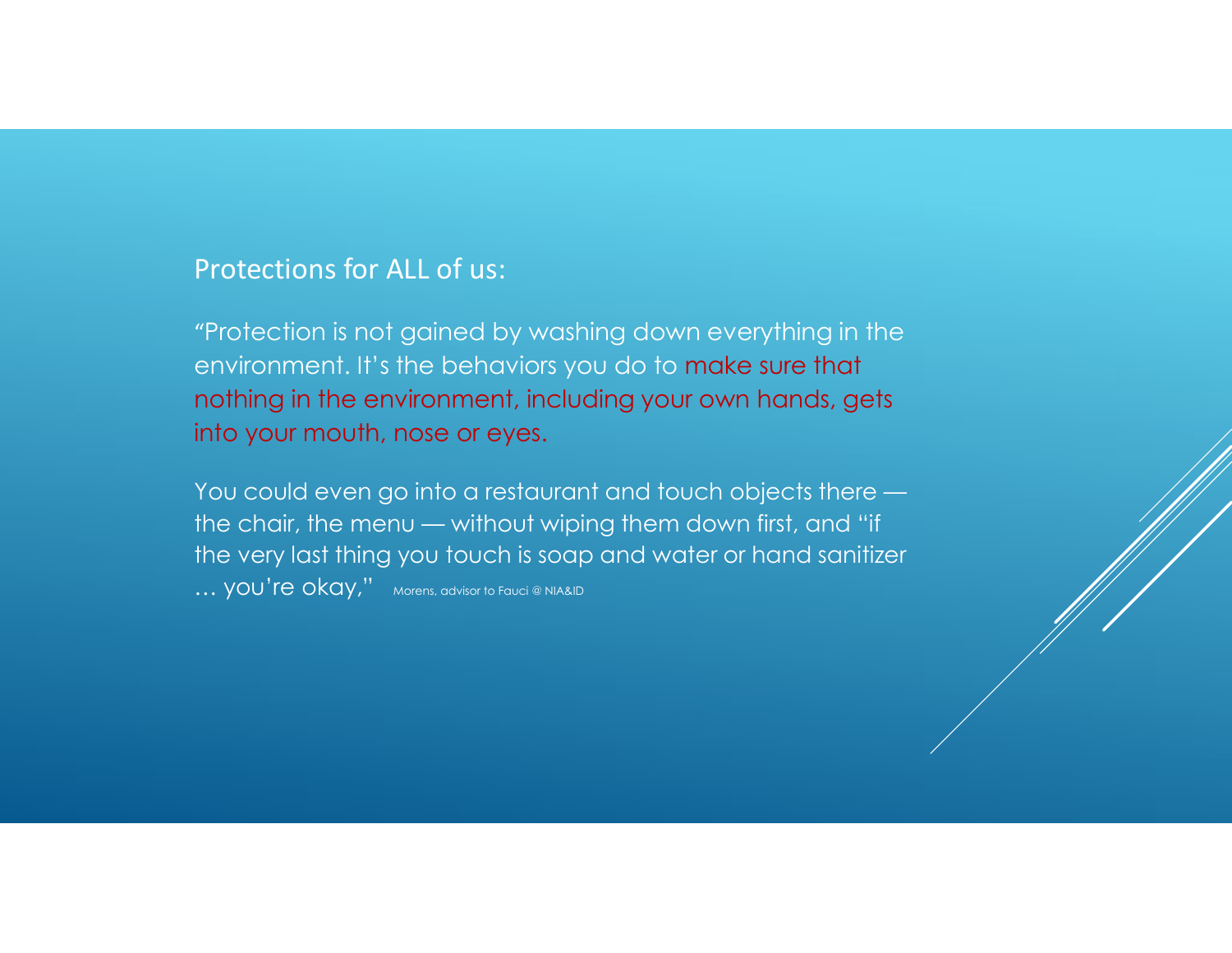## Protections for ALL of us:

"Protection is not gained by washing down everything in the environment. It's the behaviors you do to make sure that nothing in the environment, including your own hands, gets into your mouth, nose or eyes.

You could even go into a restaurant and touch objects there — the chair, the menu — without wiping them down first, and "if the very last thing you touch is soap and water or hand sanitizer … you're okay," Morens, advisor to Fauci @ NIA&ID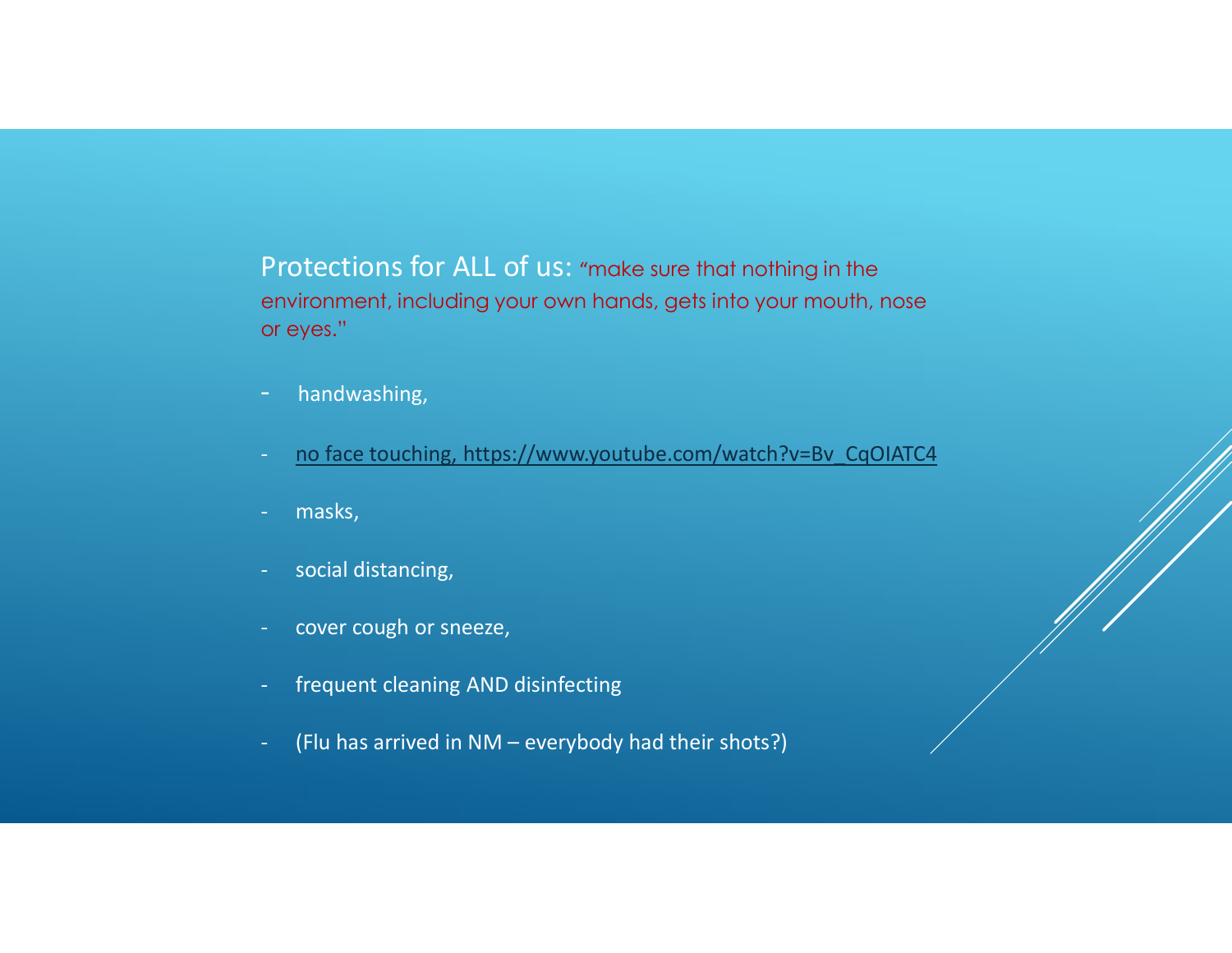Protections for ALL of us: "make sure that nothing in the environment, including your own hands, gets into your mouth, nose or eyes."

- handwashing,
- no face touching, https://www.youtube.com/watch?v=Bv_CqOIATC4
- masks,
- social distancing,
- cover cough or sneeze,
- frequent cleaning AND disinfecting
- (Flu has arrived in NM – everybody had their shots?)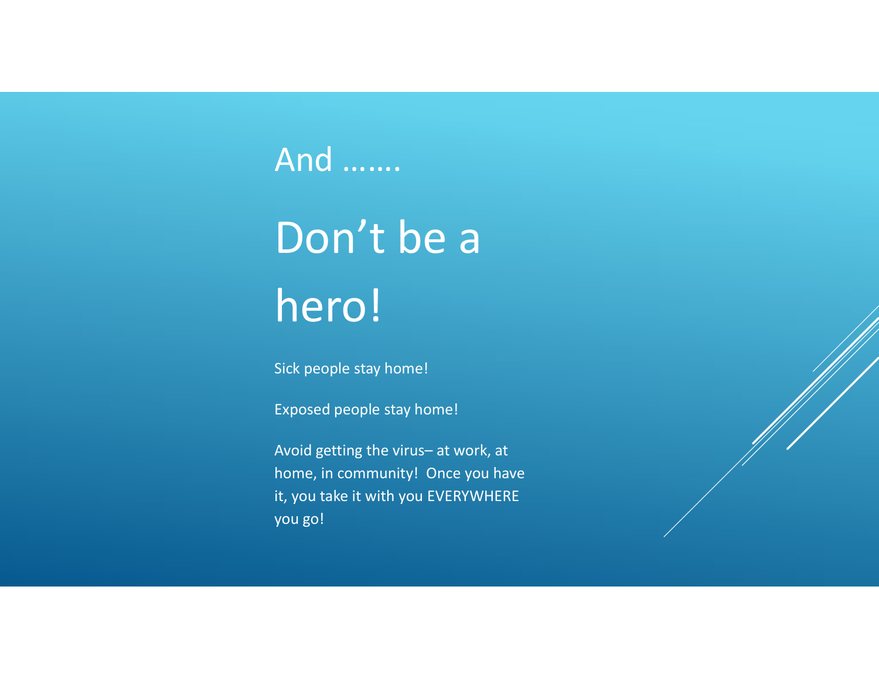And …….

# Don’t be a hero!

Sick people stay home!

Exposed people stay home!

Avoid getting the virus– at work, at home, in community! Once you have it, you take it with you EVERYWHERE you go!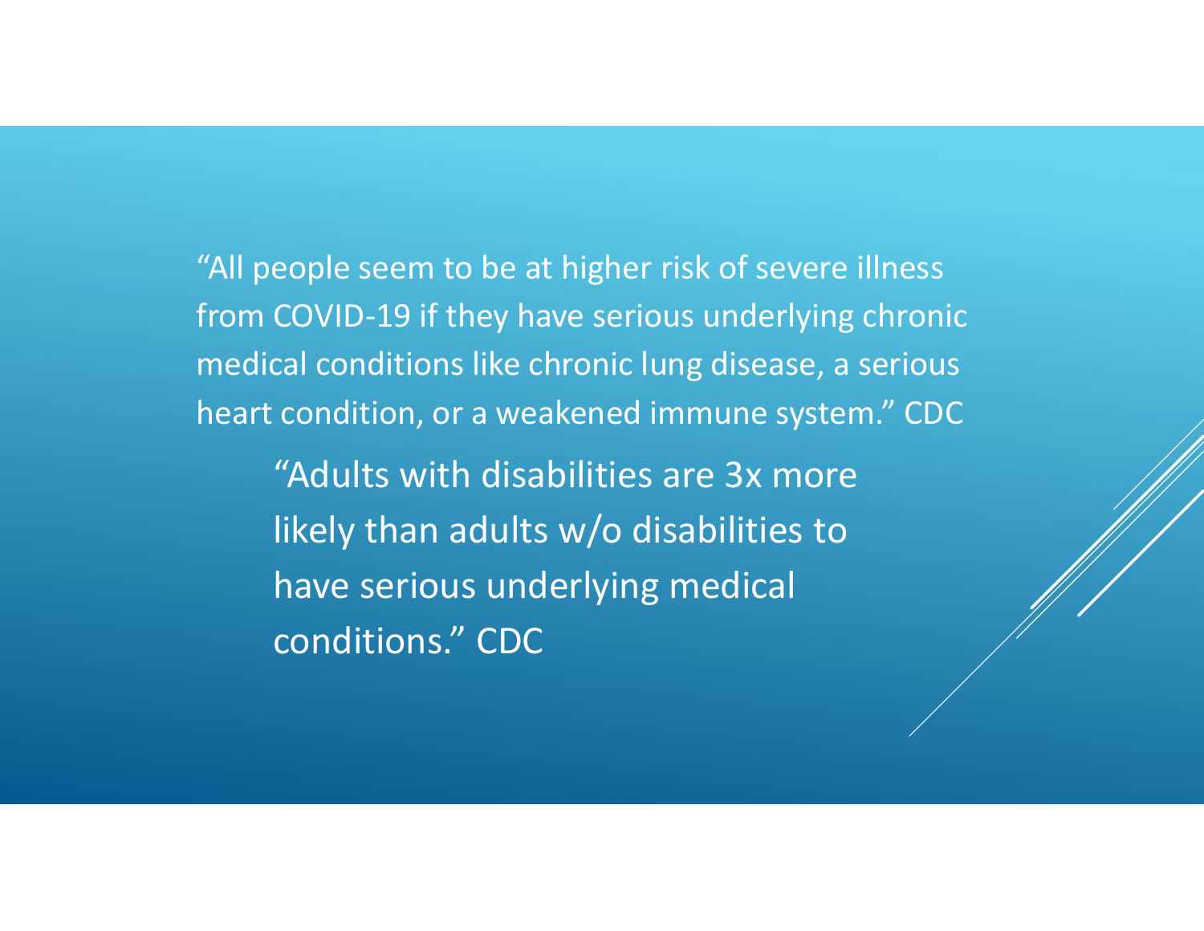"All people seem to be at higher risk of severe illness from COVID-19 if they have serious underlying chronic medical conditions like chronic lung disease, a serious heart condition, or a weakened immune system." CDC

"Adults with disabilities are 3x more likely than adults w/o disabilities to have serious underlying medical conditions." CDC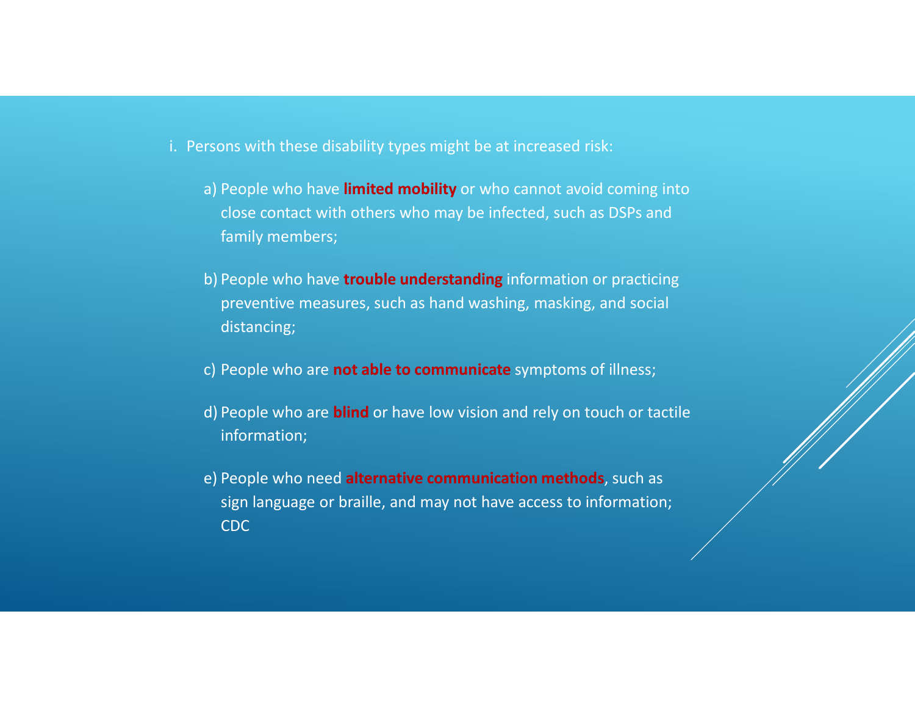i. Persons with these disability types might be at increased risk:

a) People who have **limited mobility** or who cannot avoid coming into close contact with others who may be infected, such as DSPs and family members;

b) People who have **trouble understanding** information or practicing preventive measures, such as hand washing, masking, and social distancing;

c) People who are **not able to communicate** symptoms of illness;

d) People who are **blind** or have low vision and rely on touch or tactile information;

e) People who need **alternative communication methods**, such as sign language or braille, and may not have access to information; CDC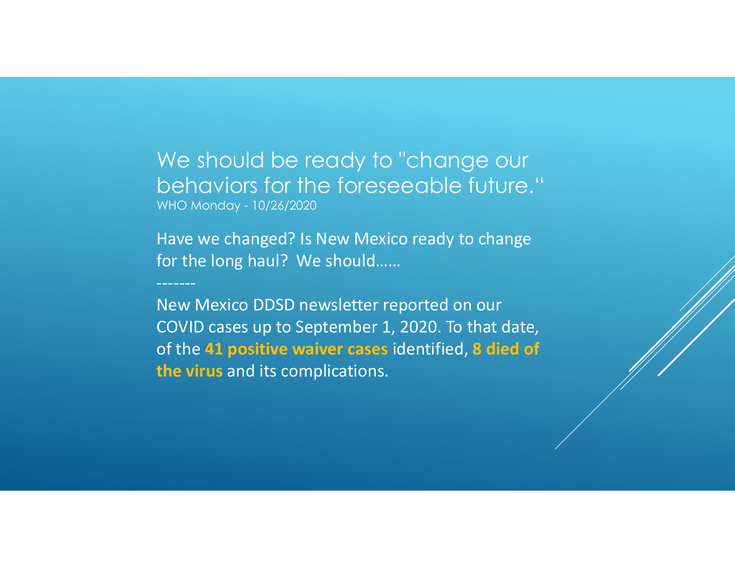# We should be ready to "change our behaviors for the foreseeable future."

WHO Monday - 10/26/2020

Have we changed? Is New Mexico ready to change for the long haul? We should……

-------

New Mexico DDSD newsletter reported on our COVID cases up to September 1, 2020. To that date, of the **41 positive waiver cases** identified, **8 died of the virus** and its complications.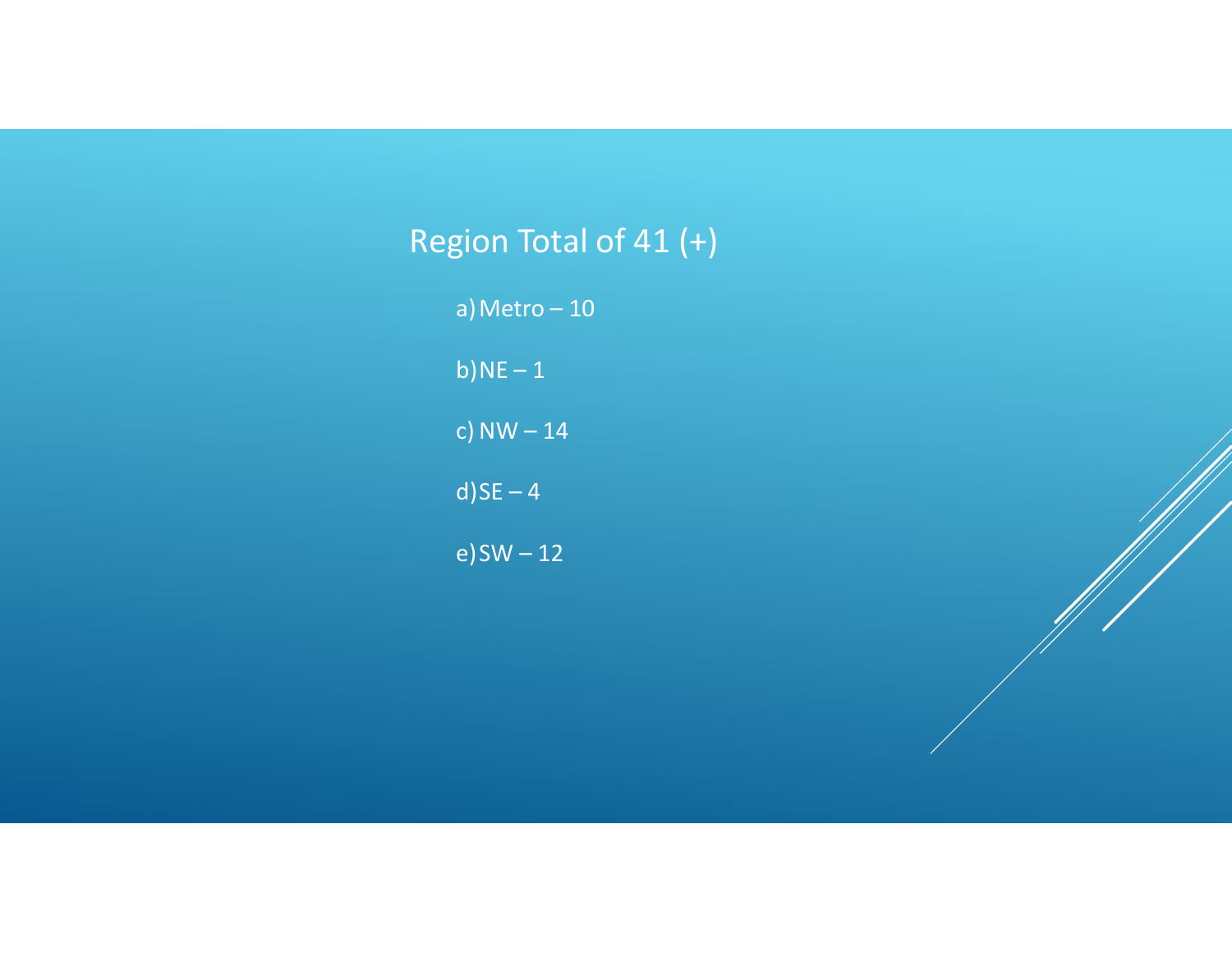# Region Total of 41 (+)

a) Metro – 10

b) NE – 1

c) NW – 14

d) SE – 4

e) SW – 12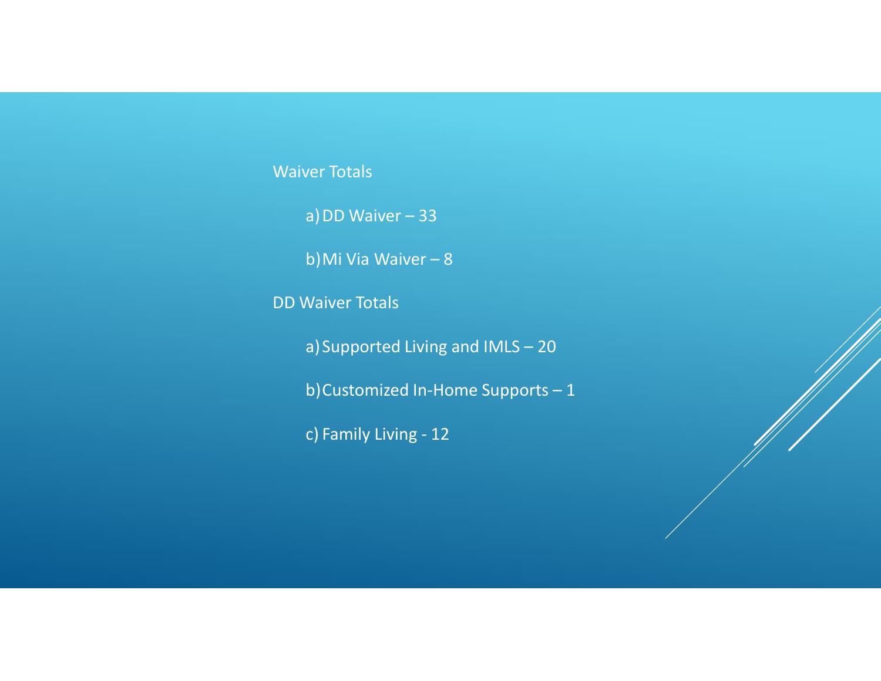Waiver Totals

a) DD Waiver – 33

b) Mi Via Waiver – 8

DD Waiver Totals

a) Supported Living and IMLS – 20

b) Customized In-Home Supports – 1

c) Family Living - 12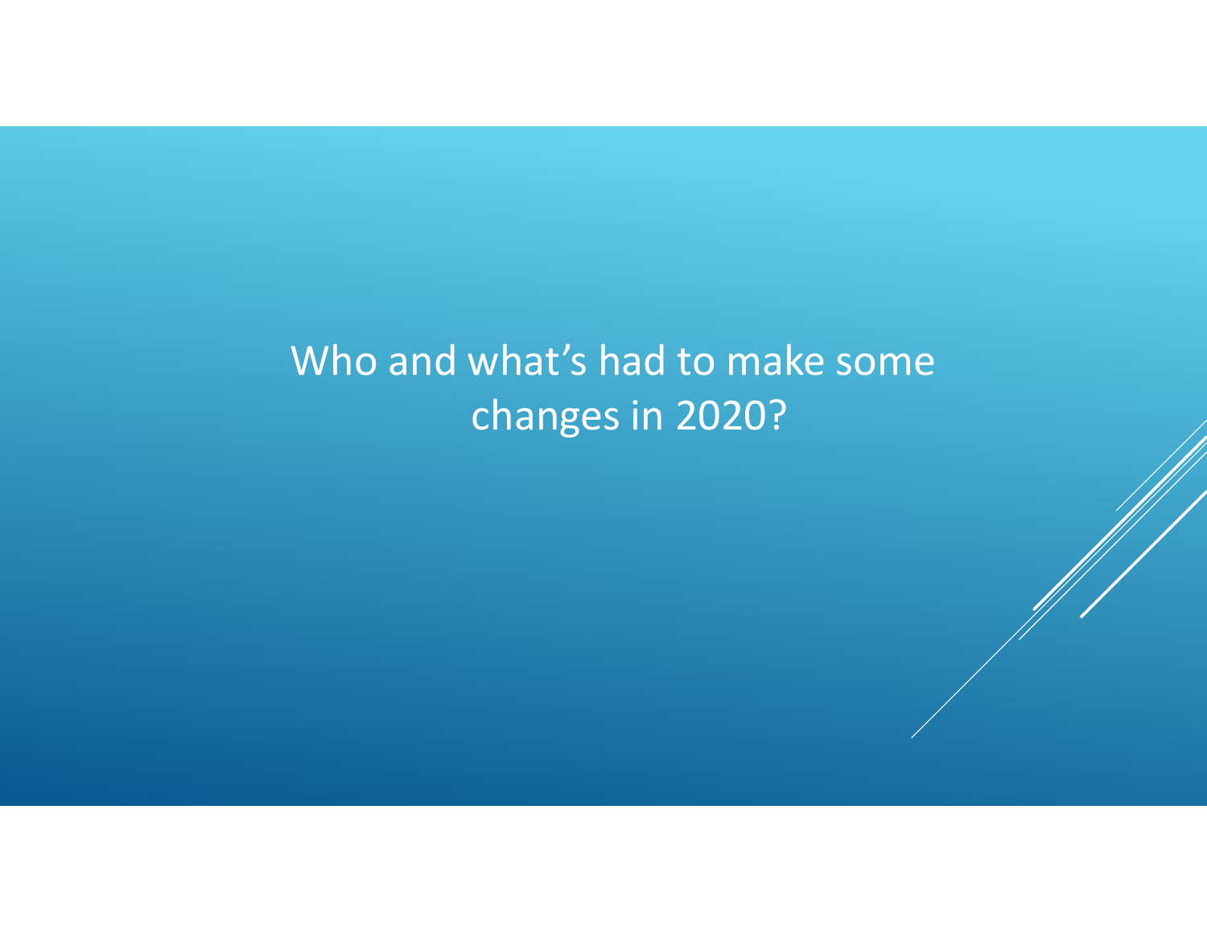# Who and what's had to make some changes in 2020?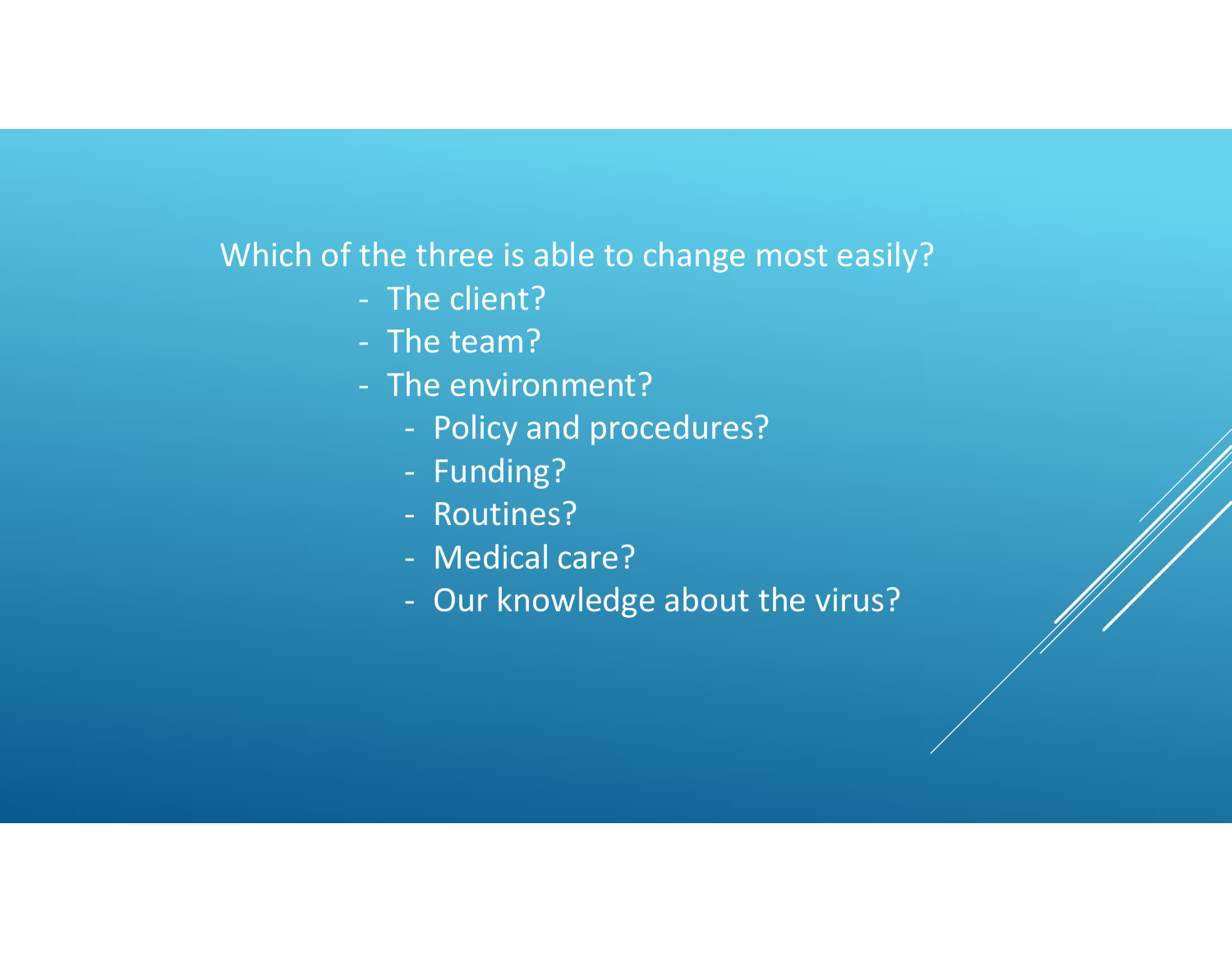Which of the three is able to change most easily?

- The client?
- The team?
- The environment?
  - Policy and procedures?
  - Funding?
  - Routines?
  - Medical care?
  - Our knowledge about the virus?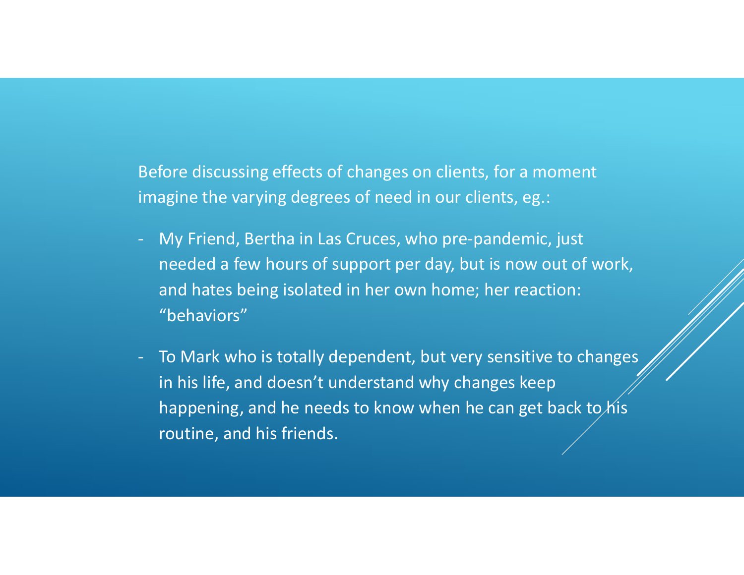Before discussing effects of changes on clients, for a moment imagine the varying degrees of need in our clients, eg.:

- My Friend, Bertha in Las Cruces, who pre-pandemic, just needed a few hours of support per day, but is now out of work, and hates being isolated in her own home; her reaction: "behaviors"
- To Mark who is totally dependent, but very sensitive to changes in his life, and doesn't understand why changes keep happening, and he needs to know when he can get back to his routine, and his friends.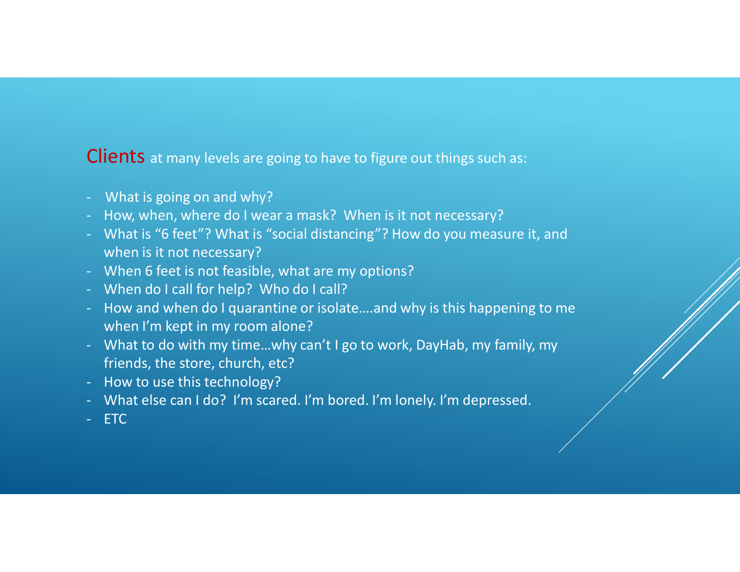Clients at many levels are going to have to figure out things such as:

- What is going on and why?
- How, when, where do I wear a mask? When is it not necessary?
- What is "6 feet"? What is "social distancing"? How do you measure it, and when is it not necessary?
- When 6 feet is not feasible, what are my options?
- When do I call for help? Who do I call?
- How and when do I quarantine or isolate….and why is this happening to me when I'm kept in my room alone?
- What to do with my time…why can't I go to work, DayHab, my family, my friends, the store, church, etc?
- How to use this technology?
- What else can I do? I'm scared. I'm bored. I'm lonely. I'm depressed.
- ETC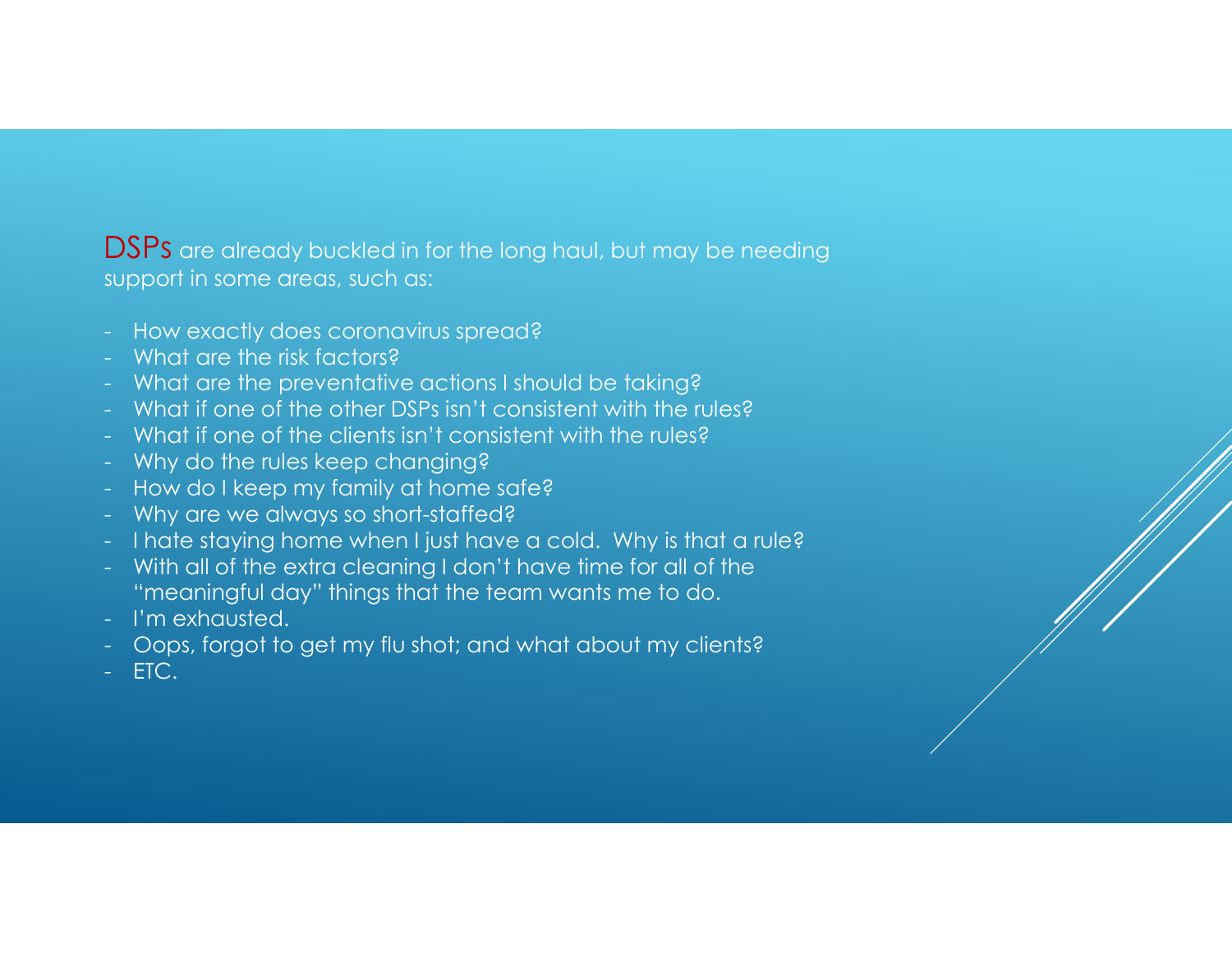DSPs are already buckled in for the long haul, but may be needing support in some areas, such as:

- How exactly does coronavirus spread?
- What are the risk factors?
- What are the preventative actions I should be taking?
- What if one of the other DSPs isn't consistent with the rules?
- What if one of the clients isn't consistent with the rules?
- Why do the rules keep changing?
- How do I keep my family at home safe?
- Why are we always so short-staffed?
- I hate staying home when I just have a cold.  Why is that a rule?
- With all of the extra cleaning I don't have time for all of the "meaningful day" things that the team wants me to do.
- I'm exhausted.
- Oops, forgot to get my flu shot; and what about my clients?
- ETC.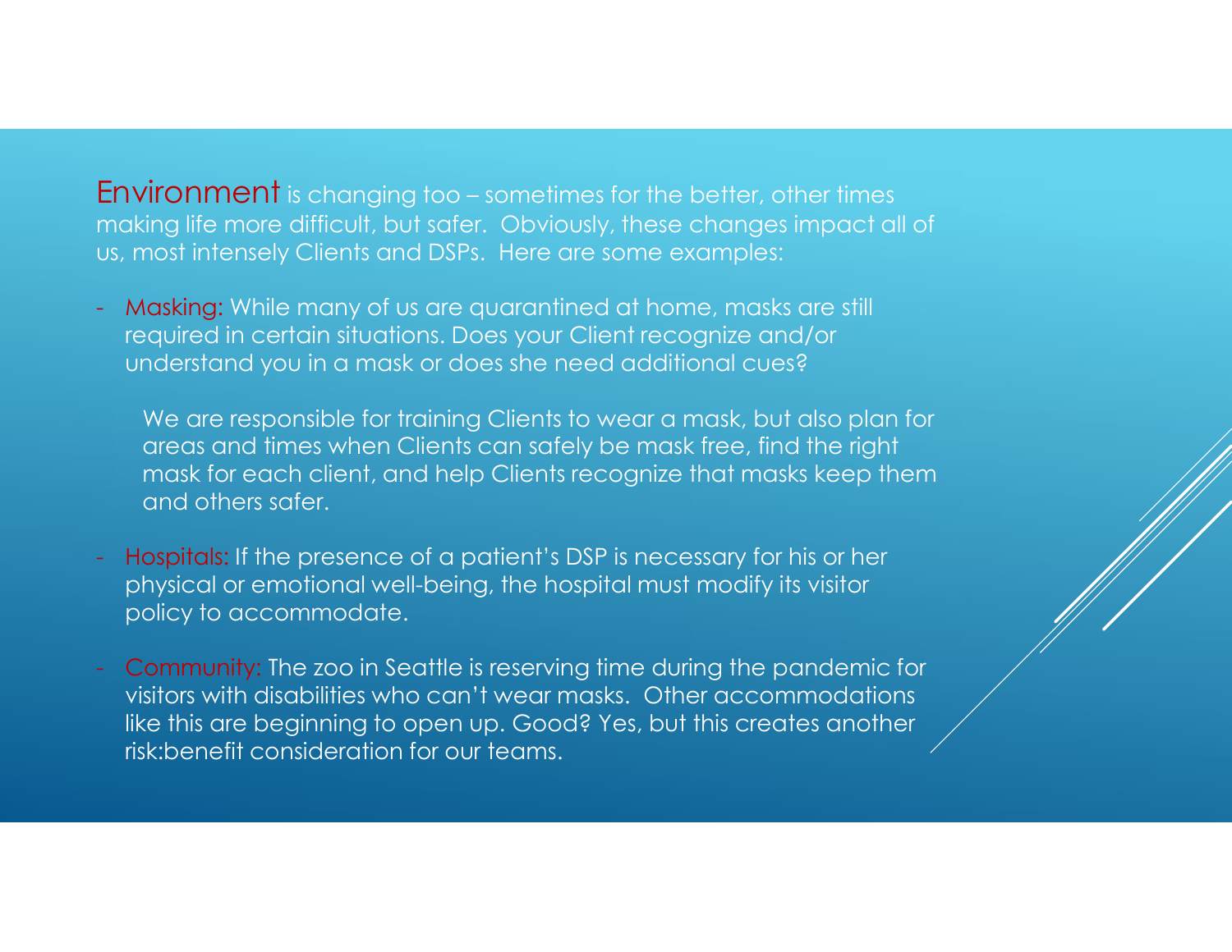**Environment** is changing too – sometimes for the better, other times making life more difficult, but safer. Obviously, these changes impact all of us, most intensely Clients and DSPs. Here are some examples:

- Masking: While many of us are quarantined at home, masks are still required in certain situations. Does your Client recognize and/or understand you in a mask or does she need additional cues?

  We are responsible for training Clients to wear a mask, but also plan for areas and times when Clients can safely be mask free, find the right mask for each client, and help Clients recognize that masks keep them and others safer.

- Hospitals: If the presence of a patient's DSP is necessary for his or her physical or emotional well-being, the hospital must modify its visitor policy to accommodate.

- Community: The zoo in Seattle is reserving time during the pandemic for visitors with disabilities who can't wear masks. Other accommodations like this are beginning to open up. Good? Yes, but this creates another risk:benefit consideration for our teams.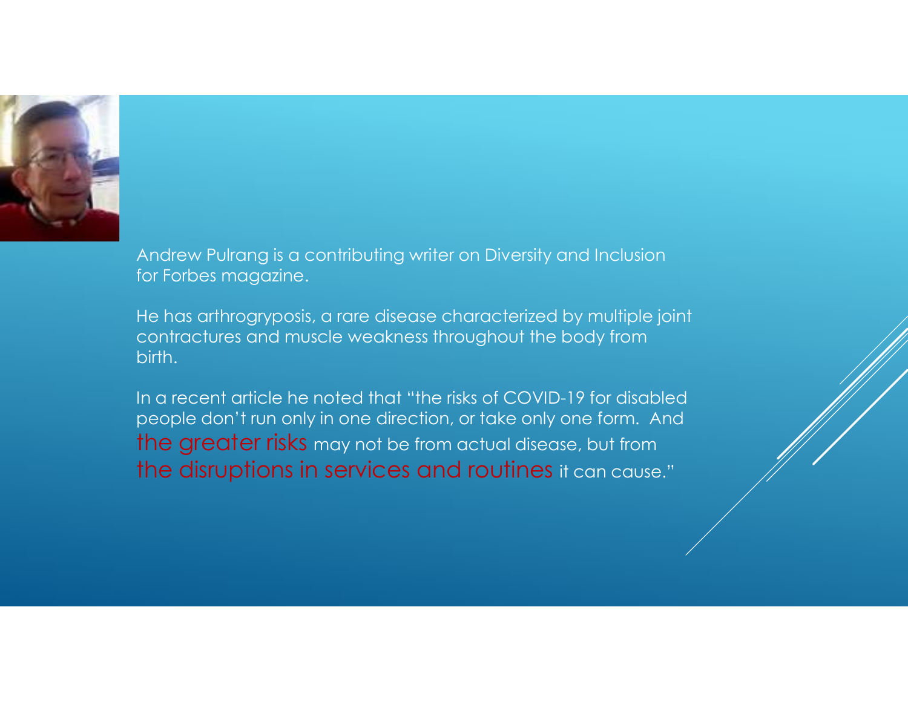Andrew Pulrang is a contributing writer on Diversity and Inclusion for Forbes magazine.

He has arthrogryposis, a rare disease characterized by multiple joint contractures and muscle weakness throughout the body from birth.

In a recent article he noted that "the risks of COVID-19 for disabled people don't run only in one direction, or take only one form. And the greater risks may not be from actual disease, but from the disruptions in services and routines it can cause."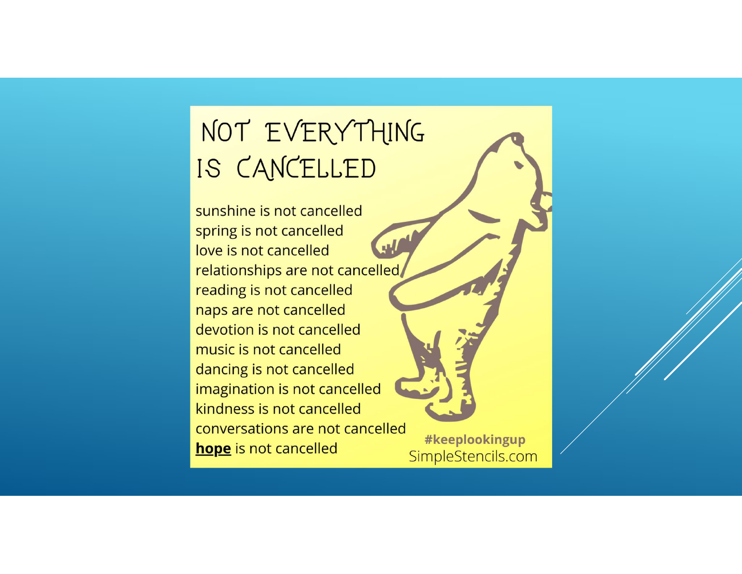# NOT EVERYTHING IS CANCELLED

sunshine is not cancelled
spring is not cancelled
love is not cancelled
relationships are not cancelled
reading is not cancelled
naps are not cancelled
devotion is not cancelled
music is not cancelled
dancing is not cancelled
imagination is not cancelled
kindness is not cancelled
conversations are not cancelled
**hope** is not cancelled

**#keeplookingup**
SimpleStencils.com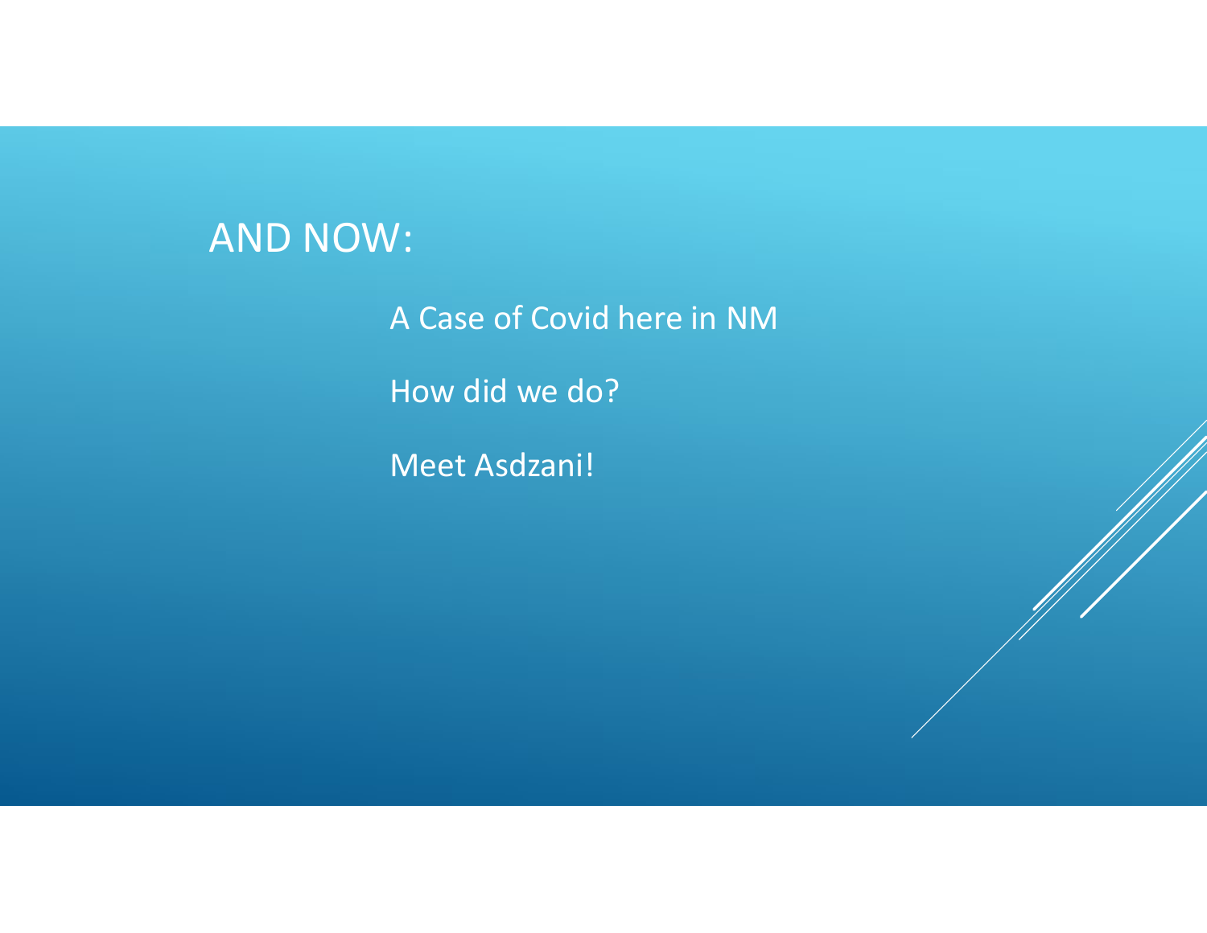# AND NOW:

A Case of Covid here in NM

How did we do?

Meet Asdzani!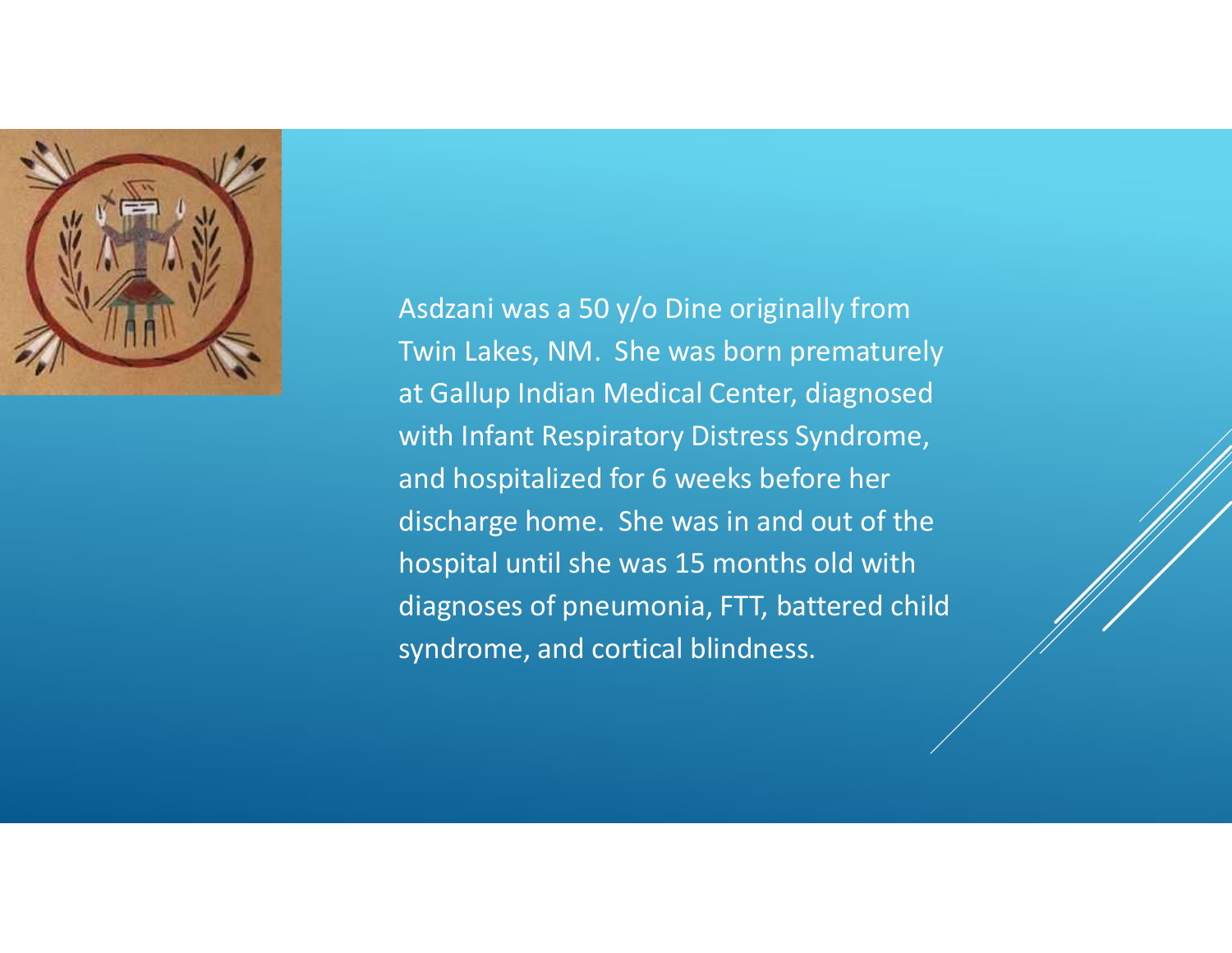Asdzani was a 50 y/o Dine originally from Twin Lakes, NM. She was born prematurely at Gallup Indian Medical Center, diagnosed with Infant Respiratory Distress Syndrome, and hospitalized for 6 weeks before her discharge home. She was in and out of the hospital until she was 15 months old with diagnoses of pneumonia, FTT, battered child syndrome, and cortical blindness.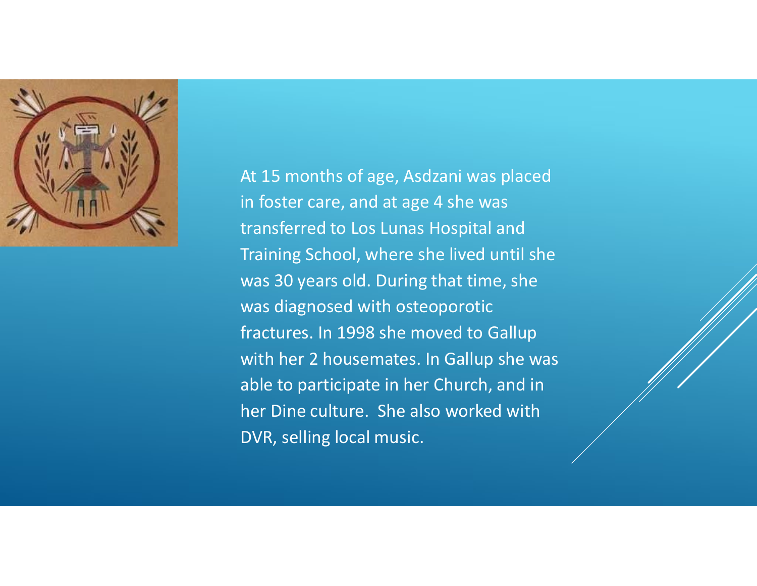At 15 months of age, Asdzani was placed in foster care, and at age 4 she was transferred to Los Lunas Hospital and Training School, where she lived until she was 30 years old. During that time, she was diagnosed with osteoporotic fractures. In 1998 she moved to Gallup with her 2 housemates. In Gallup she was able to participate in her Church, and in her Dine culture.  She also worked with DVR, selling local music.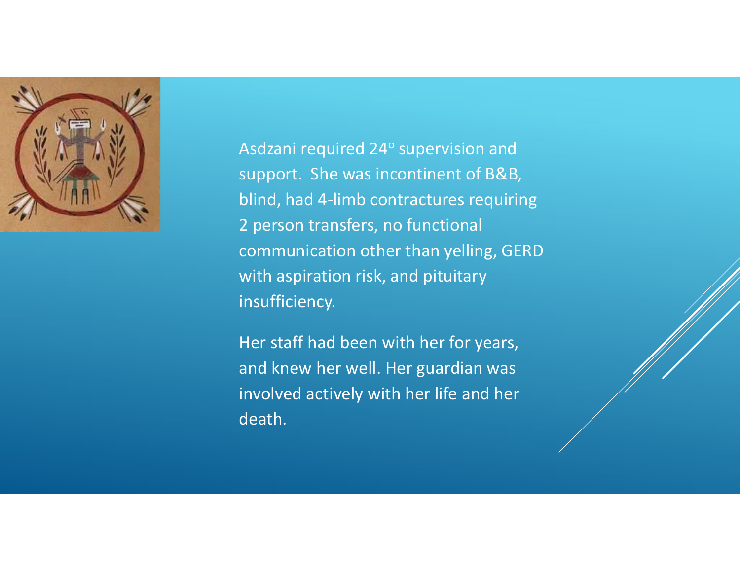Asdzani required 24° supervision and support. She was incontinent of B&B, blind, had 4-limb contractures requiring 2 person transfers, no functional communication other than yelling, GERD with aspiration risk, and pituitary insufficiency.

Her staff had been with her for years, and knew her well. Her guardian was involved actively with her life and her death.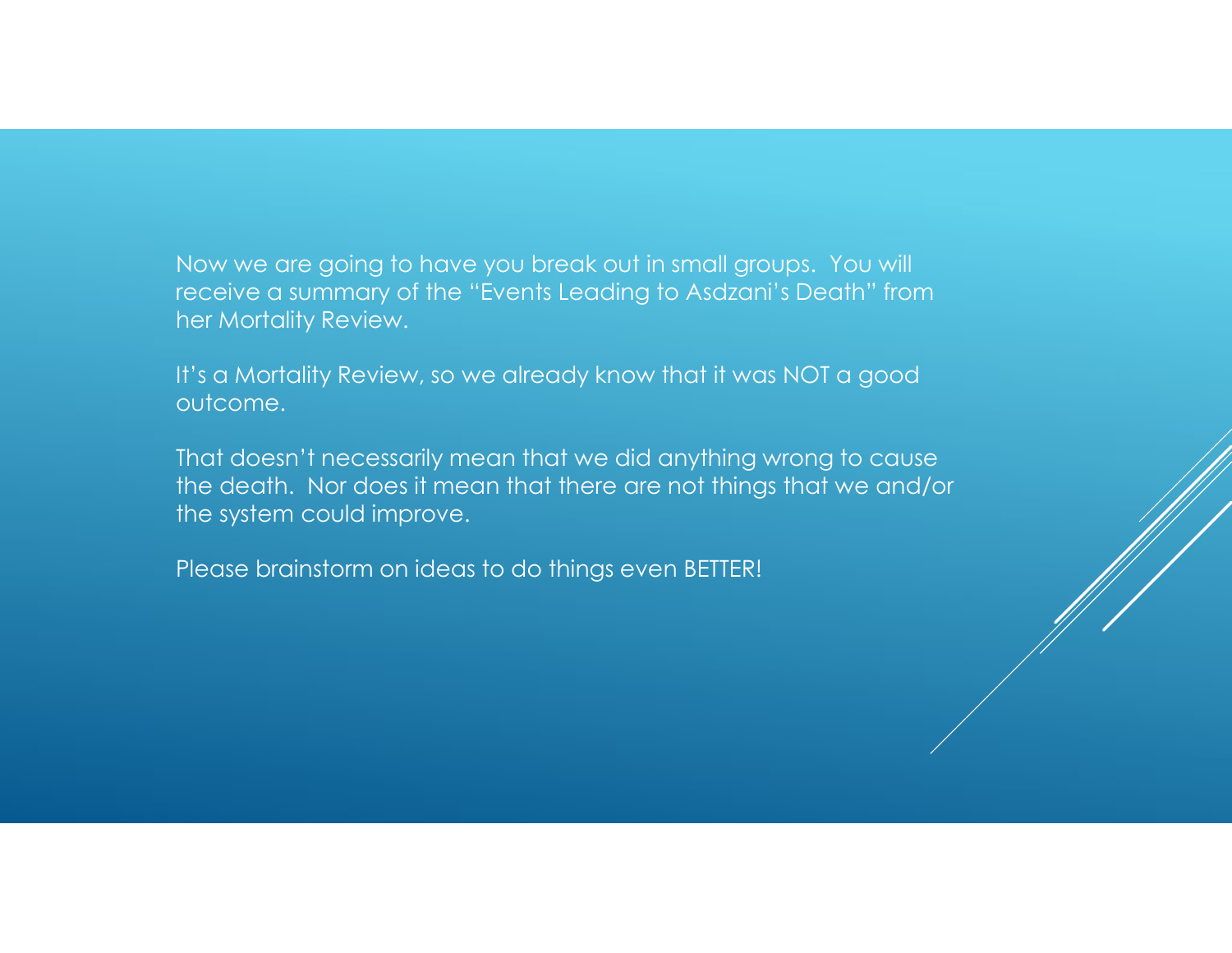Now we are going to have you break out in small groups. You will receive a summary of the “Events Leading to Asdzani’s Death” from her Mortality Review.

It’s a Mortality Review, so we already know that it was NOT a good outcome.

That doesn’t necessarily mean that we did anything wrong to cause the death. Nor does it mean that there are not things that we and/or the system could improve.

Please brainstorm on ideas to do things even BETTER!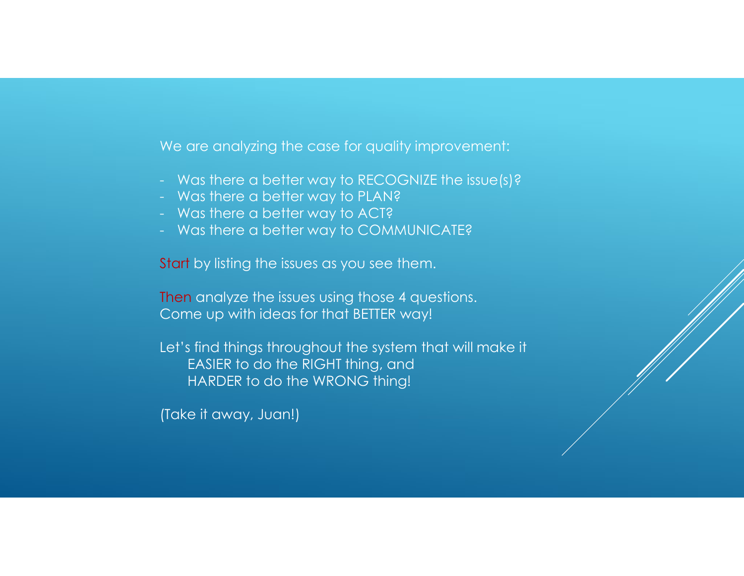We are analyzing the case for quality improvement:

- Was there a better way to RECOGNIZE the issue(s)?
- Was there a better way to PLAN?
- Was there a better way to ACT?
- Was there a better way to COMMUNICATE?

Start by listing the issues as you see them.

Then analyze the issues using those 4 questions.
Come up with ideas for that BETTER way!

Let's find things throughout the system that will make it
EASIER to do the RIGHT thing, and
HARDER to do the WRONG thing!

(Take it away, Juan!)